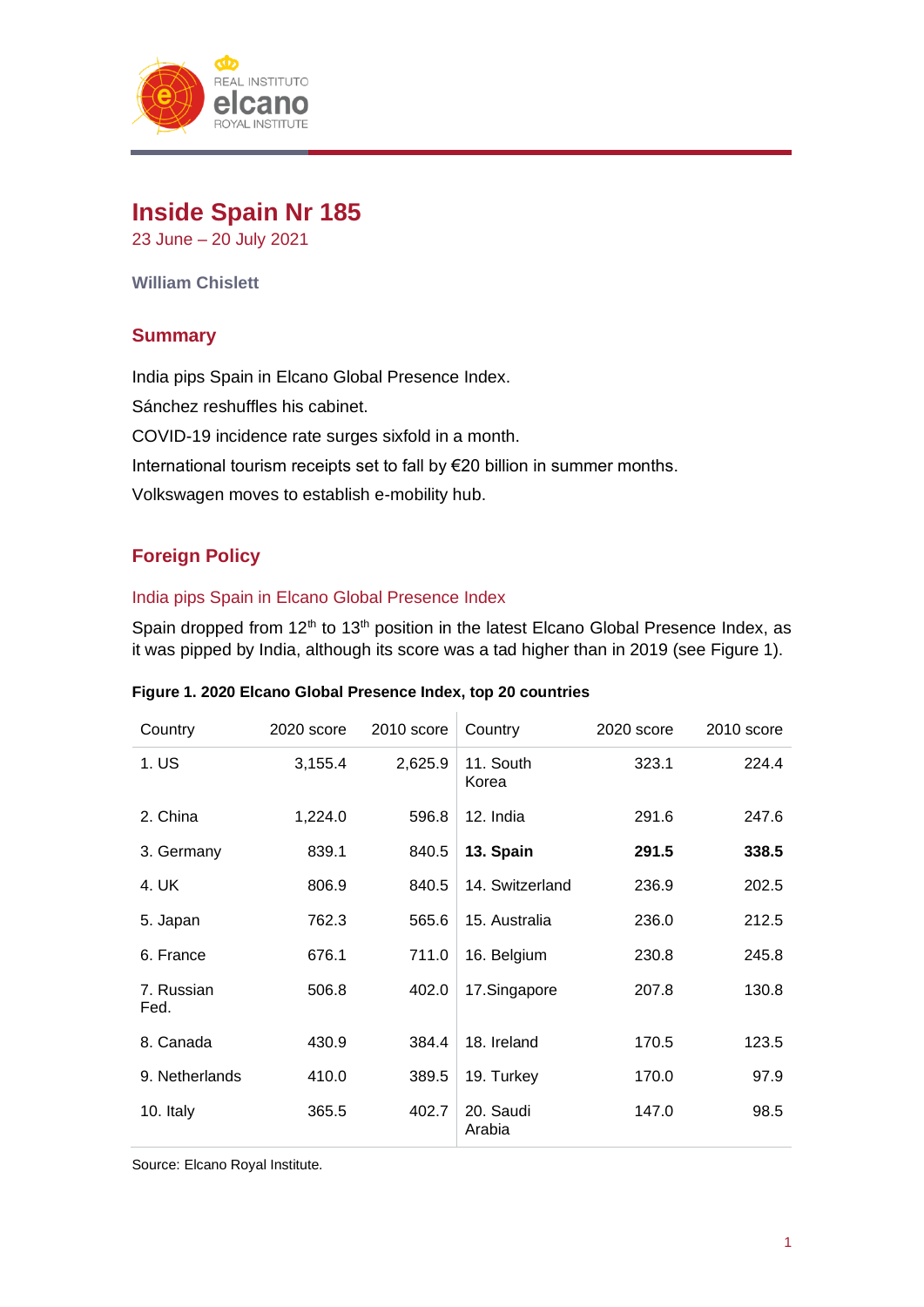# Inside Spain Nr 185

23 June – 20 July 2021

**William Chislett**

## Summary

India pips Spain in Elcano Global Presence Index.

Sánchez reshuffles his cabinet.

COVID-19 incidence rate surges sixfold in a month.

International tourism receipts set to fall by €20 billion in summer months.

Volkswagen moves to establish e-mobility hub.

## Foreign Policy

### India pips Spain in Elcano Global Presence Index

Spain dropped from 12th to 13th position in the latest Elcano Global Presence Index, as it was pipped by India, although its score was a tad higher than in 2019 (see Figure 1).

**Figure 1. 2020 Elcano Global Presence Index, top 20 countries**

| Country | 2020 score | 2010 score | Country | 2020 score | 2010 score |
|---|---|---|---|---|---|
| 1. US | 3,155.4 | 2,625.9 | 11. South Korea | 323.1 | 224.4 |
| 2. China | 1,224.0 | 596.8 | 12. India | 291.6 | 247.6 |
| 3. Germany | 839.1 | 840.5 | **13. Spain** | **291.5** | **338.5** |
| 4. UK | 806.9 | 840.5 | 14. Switzerland | 236.9 | 202.5 |
| 5. Japan | 762.3 | 565.6 | 15. Australia | 236.0 | 212.5 |
| 6. France | 676.1 | 711.0 | 16. Belgium | 230.8 | 245.8 |
| 7. Russian Fed. | 506.8 | 402.0 | 17.Singapore | 207.8 | 130.8 |
| 8. Canada | 430.9 | 384.4 | 18. Ireland | 170.5 | 123.5 |
| 9. Netherlands | 410.0 | 389.5 | 19. Turkey | 170.0 | 97.9 |
| 10. Italy | 365.5 | 402.7 | 20. Saudi Arabia | 147.0 | 98.5 |

Source: Elcano Royal Institute.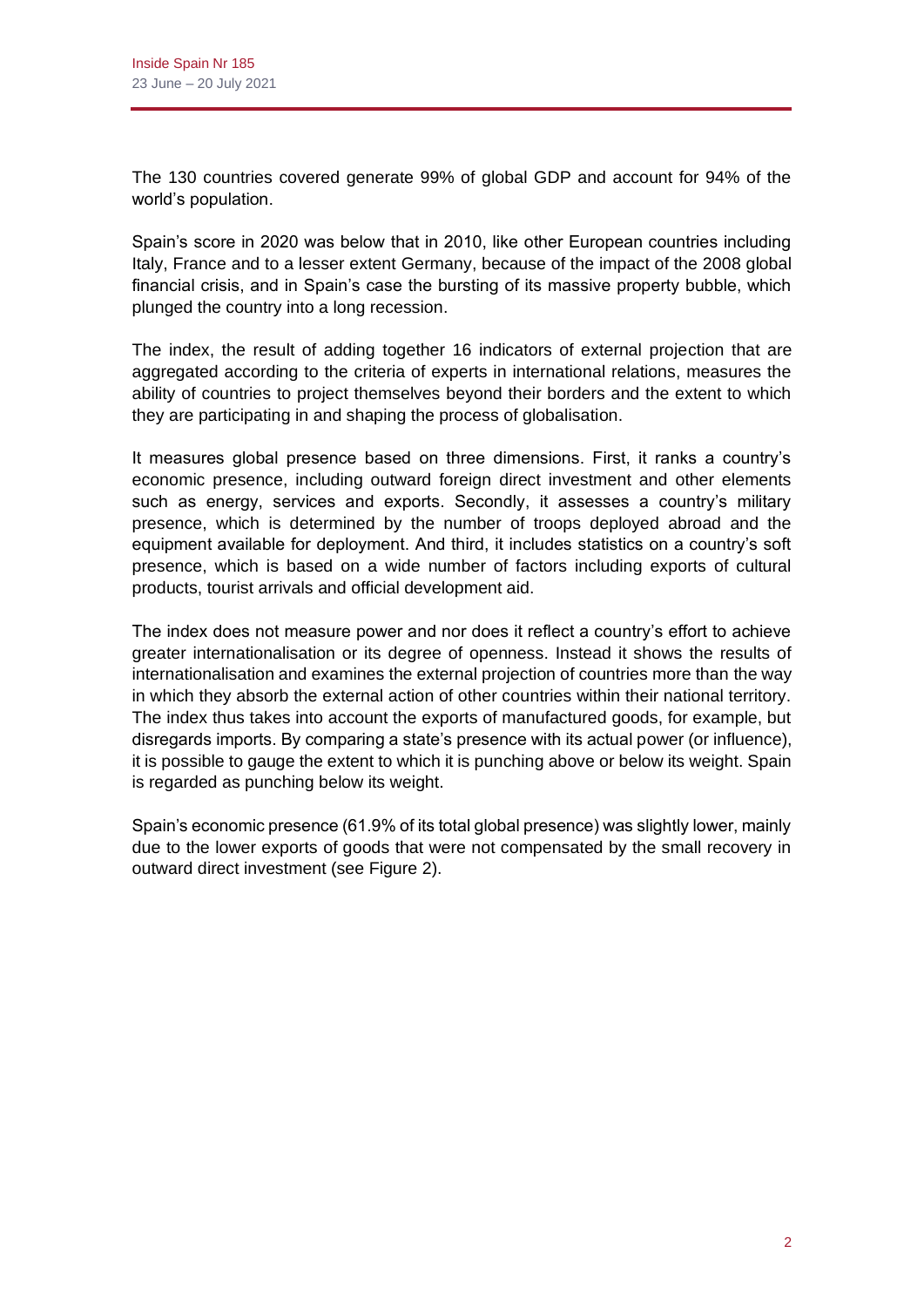The 130 countries covered generate 99% of global GDP and account for 94% of the world's population.

Spain's score in 2020 was below that in 2010, like other European countries including Italy, France and to a lesser extent Germany, because of the impact of the 2008 global financial crisis, and in Spain's case the bursting of its massive property bubble, which plunged the country into a long recession.

The index, the result of adding together 16 indicators of external projection that are aggregated according to the criteria of experts in international relations, measures the ability of countries to project themselves beyond their borders and the extent to which they are participating in and shaping the process of globalisation.

It measures global presence based on three dimensions. First, it ranks a country's economic presence, including outward foreign direct investment and other elements such as energy, services and exports. Secondly, it assesses a country's military presence, which is determined by the number of troops deployed abroad and the equipment available for deployment. And third, it includes statistics on a country's soft presence, which is based on a wide number of factors including exports of cultural products, tourist arrivals and official development aid.

The index does not measure power and nor does it reflect a country's effort to achieve greater internationalisation or its degree of openness. Instead it shows the results of internationalisation and examines the external projection of countries more than the way in which they absorb the external action of other countries within their national territory. The index thus takes into account the exports of manufactured goods, for example, but disregards imports. By comparing a state's presence with its actual power (or influence), it is possible to gauge the extent to which it is punching above or below its weight. Spain is regarded as punching below its weight.

Spain's economic presence (61.9% of its total global presence) was slightly lower, mainly due to the lower exports of goods that were not compensated by the small recovery in outward direct investment (see Figure 2).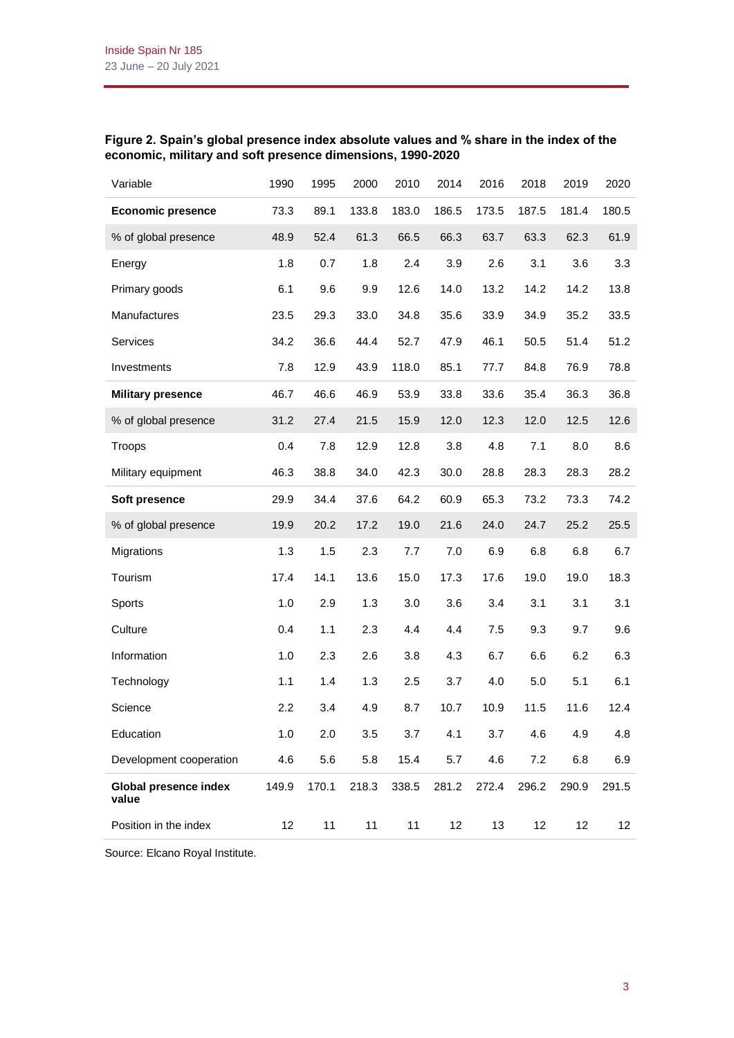**Figure 2. Spain's global presence index absolute values and % share in the index of the economic, military and soft presence dimensions, 1990-2020**

| Variable | 1990 | 1995 | 2000 | 2010 | 2014 | 2016 | 2018 | 2019 | 2020 |
|---|---|---|---|---|---|---|---|---|---|
| **Economic presence** | 73.3 | 89.1 | 133.8 | 183.0 | 186.5 | 173.5 | 187.5 | 181.4 | 180.5 |
| % of global presence | 48.9 | 52.4 | 61.3 | 66.5 | 66.3 | 63.7 | 63.3 | 62.3 | 61.9 |
| Energy | 1.8 | 0.7 | 1.8 | 2.4 | 3.9 | 2.6 | 3.1 | 3.6 | 3.3 |
| Primary goods | 6.1 | 9.6 | 9.9 | 12.6 | 14.0 | 13.2 | 14.2 | 14.2 | 13.8 |
| Manufactures | 23.5 | 29.3 | 33.0 | 34.8 | 35.6 | 33.9 | 34.9 | 35.2 | 33.5 |
| Services | 34.2 | 36.6 | 44.4 | 52.7 | 47.9 | 46.1 | 50.5 | 51.4 | 51.2 |
| Investments | 7.8 | 12.9 | 43.9 | 118.0 | 85.1 | 77.7 | 84.8 | 76.9 | 78.8 |
| **Military presence** | 46.7 | 46.6 | 46.9 | 53.9 | 33.8 | 33.6 | 35.4 | 36.3 | 36.8 |
| % of global presence | 31.2 | 27.4 | 21.5 | 15.9 | 12.0 | 12.3 | 12.0 | 12.5 | 12.6 |
| Troops | 0.4 | 7.8 | 12.9 | 12.8 | 3.8 | 4.8 | 7.1 | 8.0 | 8.6 |
| Military equipment | 46.3 | 38.8 | 34.0 | 42.3 | 30.0 | 28.8 | 28.3 | 28.3 | 28.2 |
| **Soft presence** | 29.9 | 34.4 | 37.6 | 64.2 | 60.9 | 65.3 | 73.2 | 73.3 | 74.2 |
| % of global presence | 19.9 | 20.2 | 17.2 | 19.0 | 21.6 | 24.0 | 24.7 | 25.2 | 25.5 |
| Migrations | 1.3 | 1.5 | 2.3 | 7.7 | 7.0 | 6.9 | 6.8 | 6.8 | 6.7 |
| Tourism | 17.4 | 14.1 | 13.6 | 15.0 | 17.3 | 17.6 | 19.0 | 19.0 | 18.3 |
| Sports | 1.0 | 2.9 | 1.3 | 3.0 | 3.6 | 3.4 | 3.1 | 3.1 | 3.1 |
| Culture | 0.4 | 1.1 | 2.3 | 4.4 | 4.4 | 7.5 | 9.3 | 9.7 | 9.6 |
| Information | 1.0 | 2.3 | 2.6 | 3.8 | 4.3 | 6.7 | 6.6 | 6.2 | 6.3 |
| Technology | 1.1 | 1.4 | 1.3 | 2.5 | 3.7 | 4.0 | 5.0 | 5.1 | 6.1 |
| Science | 2.2 | 3.4 | 4.9 | 8.7 | 10.7 | 10.9 | 11.5 | 11.6 | 12.4 |
| Education | 1.0 | 2.0 | 3.5 | 3.7 | 4.1 | 3.7 | 4.6 | 4.9 | 4.8 |
| Development cooperation | 4.6 | 5.6 | 5.8 | 15.4 | 5.7 | 4.6 | 7.2 | 6.8 | 6.9 |
| **Global presence index value** | 149.9 | 170.1 | 218.3 | 338.5 | 281.2 | 272.4 | 296.2 | 290.9 | 291.5 |
| Position in the index | 12 | 11 | 11 | 11 | 12 | 13 | 12 | 12 | 12 |

Source: Elcano Royal Institute.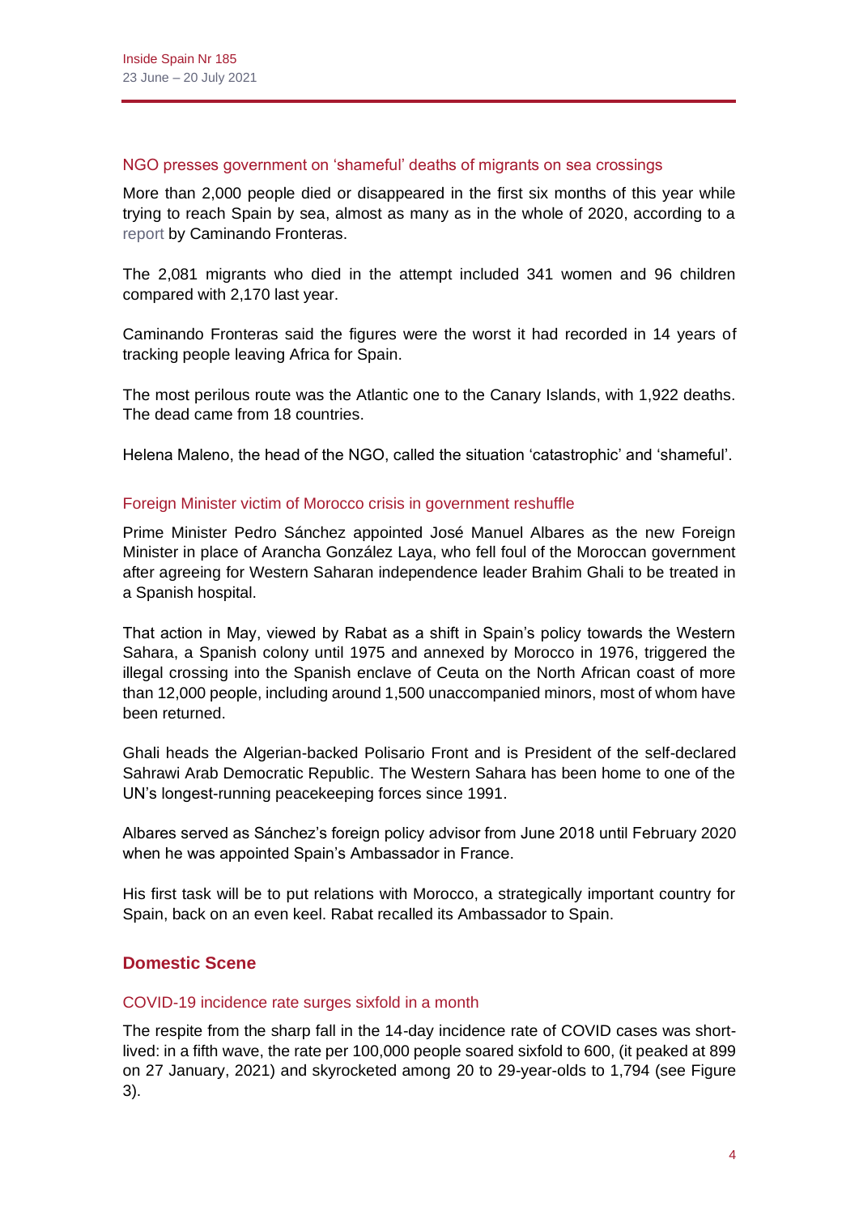### NGO presses government on 'shameful' deaths of migrants on sea crossings

More than 2,000 people died or disappeared in the first six months of this year while trying to reach Spain by sea, almost as many as in the whole of 2020, according to a report by Caminando Fronteras.

The 2,081 migrants who died in the attempt included 341 women and 96 children compared with 2,170 last year.

Caminando Fronteras said the figures were the worst it had recorded in 14 years of tracking people leaving Africa for Spain.

The most perilous route was the Atlantic one to the Canary Islands, with 1,922 deaths. The dead came from 18 countries.

Helena Maleno, the head of the NGO, called the situation 'catastrophic' and 'shameful'.

### Foreign Minister victim of Morocco crisis in government reshuffle

Prime Minister Pedro Sánchez appointed José Manuel Albares as the new Foreign Minister in place of Arancha González Laya, who fell foul of the Moroccan government after agreeing for Western Saharan independence leader Brahim Ghali to be treated in a Spanish hospital.

That action in May, viewed by Rabat as a shift in Spain's policy towards the Western Sahara, a Spanish colony until 1975 and annexed by Morocco in 1976, triggered the illegal crossing into the Spanish enclave of Ceuta on the North African coast of more than 12,000 people, including around 1,500 unaccompanied minors, most of whom have been returned.

Ghali heads the Algerian-backed Polisario Front and is President of the self-declared Sahrawi Arab Democratic Republic. The Western Sahara has been home to one of the UN's longest-running peacekeeping forces since 1991.

Albares served as Sánchez's foreign policy advisor from June 2018 until February 2020 when he was appointed Spain's Ambassador in France.

His first task will be to put relations with Morocco, a strategically important country for Spain, back on an even keel. Rabat recalled its Ambassador to Spain.

## Domestic Scene

### COVID-19 incidence rate surges sixfold in a month

The respite from the sharp fall in the 14-day incidence rate of COVID cases was short-lived: in a fifth wave, the rate per 100,000 people soared sixfold to 600, (it peaked at 899 on 27 January, 2021) and skyrocketed among 20 to 29-year-olds to 1,794 (see Figure 3).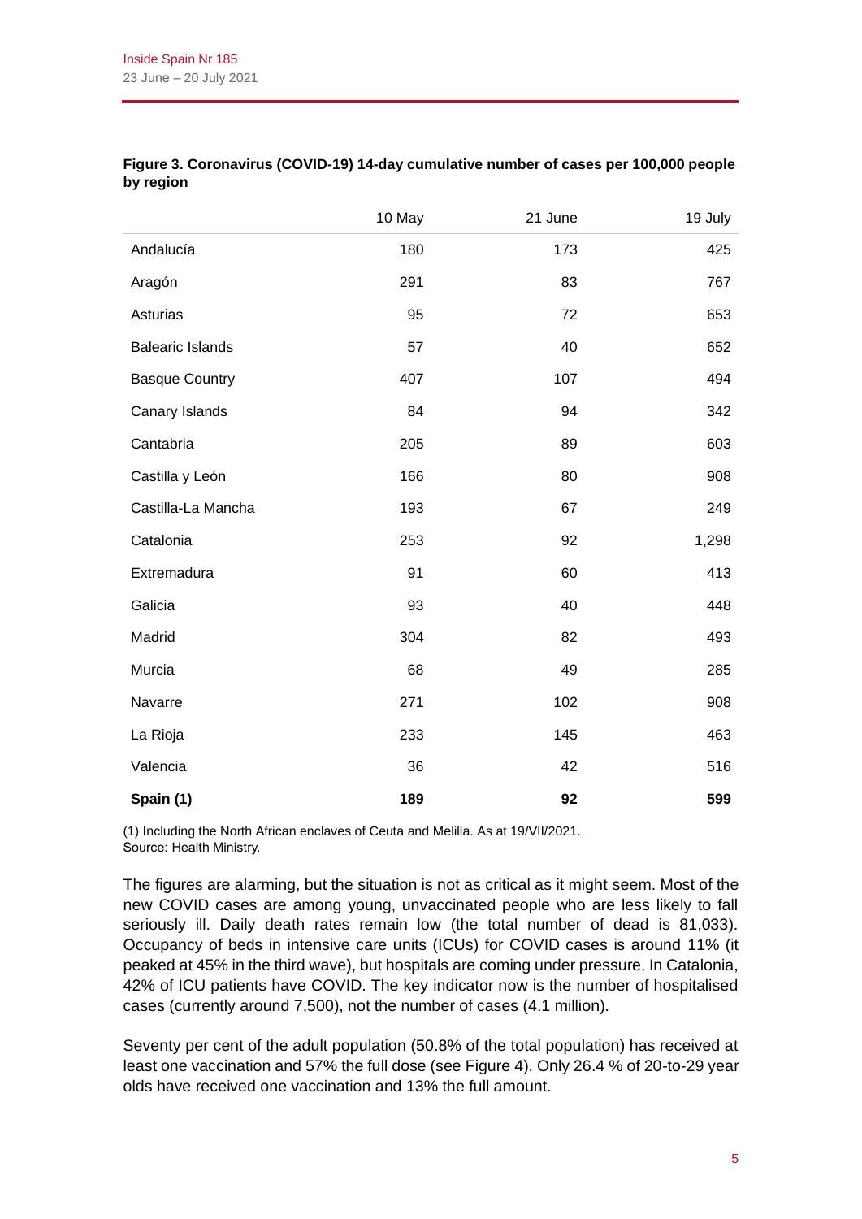**Figure 3. Coronavirus (COVID-19) 14-day cumulative number of cases per 100,000 people by region**

| | 10 May | 21 June | 19 July |
|---|---|---|---|
| Andalucía | 180 | 173 | 425 |
| Aragón | 291 | 83 | 767 |
| Asturias | 95 | 72 | 653 |
| Balearic Islands | 57 | 40 | 652 |
| Basque Country | 407 | 107 | 494 |
| Canary Islands | 84 | 94 | 342 |
| Cantabria | 205 | 89 | 603 |
| Castilla y León | 166 | 80 | 908 |
| Castilla-La Mancha | 193 | 67 | 249 |
| Catalonia | 253 | 92 | 1,298 |
| Extremadura | 91 | 60 | 413 |
| Galicia | 93 | 40 | 448 |
| Madrid | 304 | 82 | 493 |
| Murcia | 68 | 49 | 285 |
| Navarre | 271 | 102 | 908 |
| La Rioja | 233 | 145 | 463 |
| Valencia | 36 | 42 | 516 |
| **Spain (1)** | **189** | **92** | **599** |

(1) Including the North African enclaves of Ceuta and Melilla. As at 19/VII/2021.
Source: Health Ministry.

The figures are alarming, but the situation is not as critical as it might seem. Most of the new COVID cases are among young, unvaccinated people who are less likely to fall seriously ill. Daily death rates remain low (the total number of dead is 81,033). Occupancy of beds in intensive care units (ICUs) for COVID cases is around 11% (it peaked at 45% in the third wave), but hospitals are coming under pressure. In Catalonia, 42% of ICU patients have COVID. The key indicator now is the number of hospitalised cases (currently around 7,500), not the number of cases (4.1 million).

Seventy per cent of the adult population (50.8% of the total population) has received at least one vaccination and 57% the full dose (see Figure 4). Only 26.4 % of 20-to-29 year olds have received one vaccination and 13% the full amount.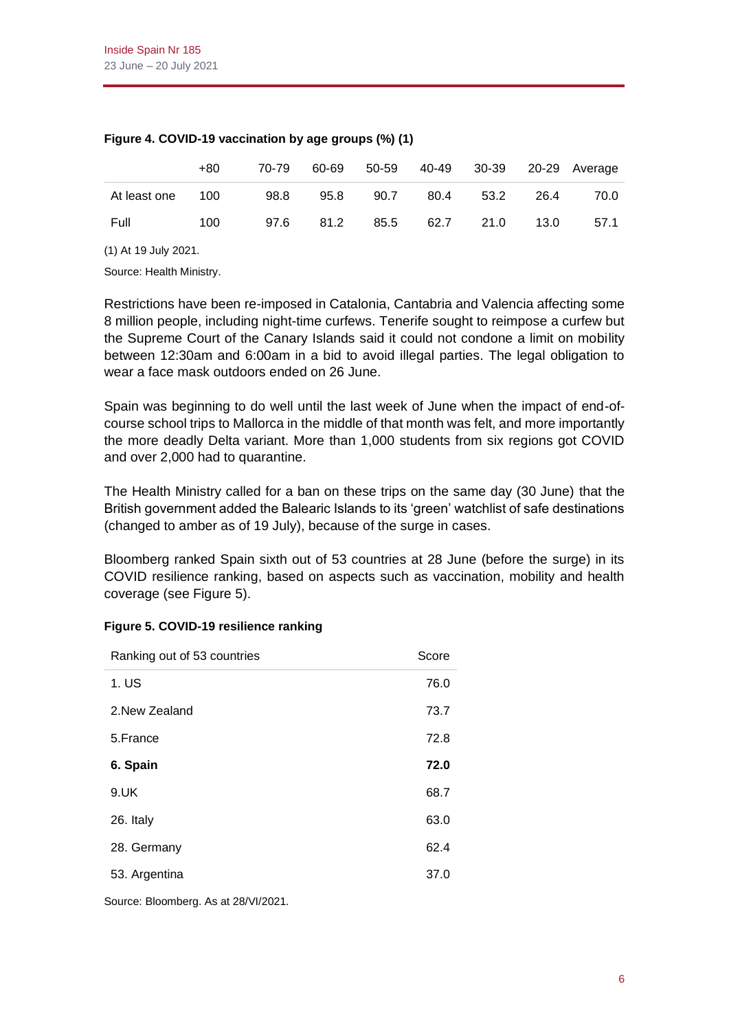**Figure 4. COVID-19 vaccination by age groups (%) (1)**

| | +80 | 70-79 | 60-69 | 50-59 | 40-49 | 30-39 | 20-29 | Average |
|---|---|---|---|---|---|---|---|---|
| At least one | 100 | 98.8 | 95.8 | 90.7 | 80.4 | 53.2 | 26.4 | 70.0 |
| Full | 100 | 97.6 | 81.2 | 85.5 | 62.7 | 21.0 | 13.0 | 57.1 |

(1) At 19 July 2021.

Source: Health Ministry.

Restrictions have been re-imposed in Catalonia, Cantabria and Valencia affecting some 8 million people, including night-time curfews. Tenerife sought to reimpose a curfew but the Supreme Court of the Canary Islands said it could not condone a limit on mobility between 12:30am and 6:00am in a bid to avoid illegal parties. The legal obligation to wear a face mask outdoors ended on 26 June.

Spain was beginning to do well until the last week of June when the impact of end-of-course school trips to Mallorca in the middle of that month was felt, and more importantly the more deadly Delta variant. More than 1,000 students from six regions got COVID and over 2,000 had to quarantine.

The Health Ministry called for a ban on these trips on the same day (30 June) that the British government added the Balearic Islands to its 'green' watchlist of safe destinations (changed to amber as of 19 July), because of the surge in cases.

Bloomberg ranked Spain sixth out of 53 countries at 28 June (before the surge) in its COVID resilience ranking, based on aspects such as vaccination, mobility and health coverage (see Figure 5).

**Figure 5. COVID-19 resilience ranking**

| Ranking out of 53 countries | Score |
|---|---|
| 1. US | 76.0 |
| 2.New Zealand | 73.7 |
| 5.France | 72.8 |
| **6. Spain** | **72.0** |
| 9.UK | 68.7 |
| 26. Italy | 63.0 |
| 28. Germany | 62.4 |
| 53. Argentina | 37.0 |

Source: Bloomberg. As at 28/VI/2021.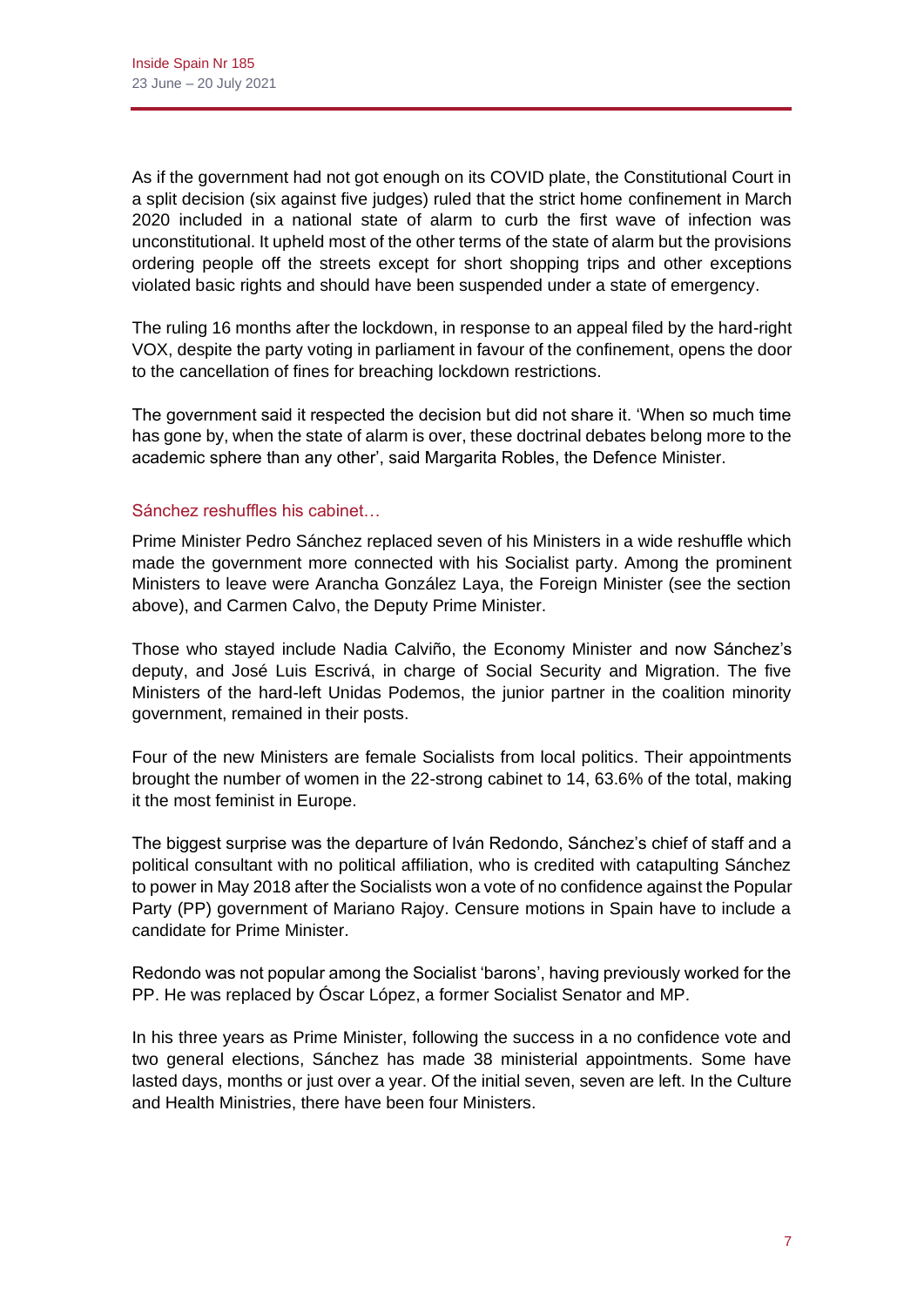As if the government had not got enough on its COVID plate, the Constitutional Court in a split decision (six against five judges) ruled that the strict home confinement in March 2020 included in a national state of alarm to curb the first wave of infection was unconstitutional. It upheld most of the other terms of the state of alarm but the provisions ordering people off the streets except for short shopping trips and other exceptions violated basic rights and should have been suspended under a state of emergency.

The ruling 16 months after the lockdown, in response to an appeal filed by the hard-right VOX, despite the party voting in parliament in favour of the confinement, opens the door to the cancellation of fines for breaching lockdown restrictions.

The government said it respected the decision but did not share it. 'When so much time has gone by, when the state of alarm is over, these doctrinal debates belong more to the academic sphere than any other', said Margarita Robles, the Defence Minister.

## Sánchez reshuffles his cabinet…

Prime Minister Pedro Sánchez replaced seven of his Ministers in a wide reshuffle which made the government more connected with his Socialist party. Among the prominent Ministers to leave were Arancha González Laya, the Foreign Minister (see the section above), and Carmen Calvo, the Deputy Prime Minister.

Those who stayed include Nadia Calviño, the Economy Minister and now Sánchez's deputy, and José Luis Escrivá, in charge of Social Security and Migration. The five Ministers of the hard-left Unidas Podemos, the junior partner in the coalition minority government, remained in their posts.

Four of the new Ministers are female Socialists from local politics. Their appointments brought the number of women in the 22-strong cabinet to 14, 63.6% of the total, making it the most feminist in Europe.

The biggest surprise was the departure of Iván Redondo, Sánchez's chief of staff and a political consultant with no political affiliation, who is credited with catapulting Sánchez to power in May 2018 after the Socialists won a vote of no confidence against the Popular Party (PP) government of Mariano Rajoy. Censure motions in Spain have to include a candidate for Prime Minister.

Redondo was not popular among the Socialist 'barons', having previously worked for the PP. He was replaced by Óscar López, a former Socialist Senator and MP.

In his three years as Prime Minister, following the success in a no confidence vote and two general elections, Sánchez has made 38 ministerial appointments. Some have lasted days, months or just over a year. Of the initial seven, seven are left. In the Culture and Health Ministries, there have been four Ministers.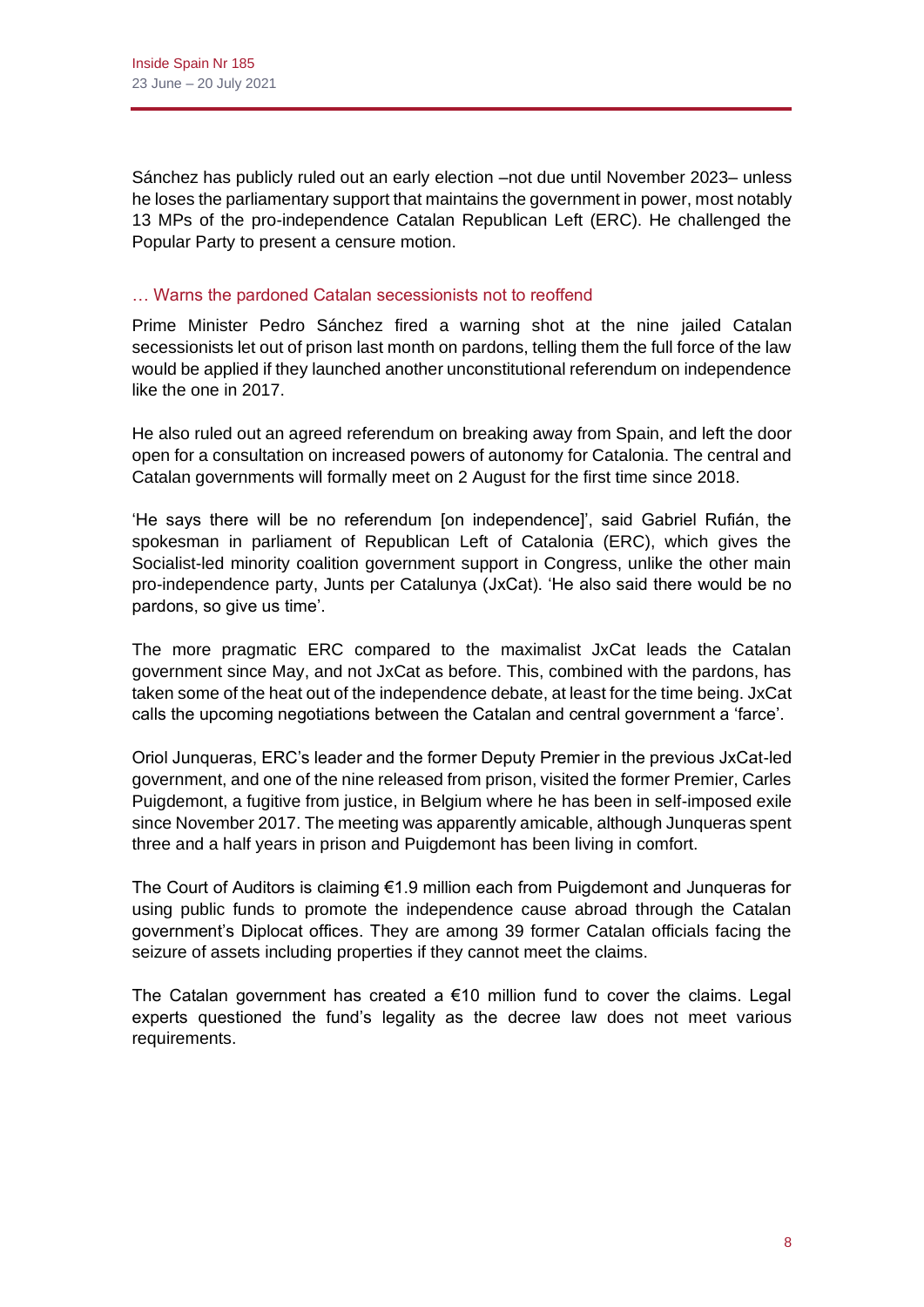Sánchez has publicly ruled out an early election –not due until November 2023– unless he loses the parliamentary support that maintains the government in power, most notably 13 MPs of the pro-independence Catalan Republican Left (ERC). He challenged the Popular Party to present a censure motion.

### … Warns the pardoned Catalan secessionists not to reoffend

Prime Minister Pedro Sánchez fired a warning shot at the nine jailed Catalan secessionists let out of prison last month on pardons, telling them the full force of the law would be applied if they launched another unconstitutional referendum on independence like the one in 2017.

He also ruled out an agreed referendum on breaking away from Spain, and left the door open for a consultation on increased powers of autonomy for Catalonia. The central and Catalan governments will formally meet on 2 August for the first time since 2018.

'He says there will be no referendum [on independence]', said Gabriel Rufián, the spokesman in parliament of Republican Left of Catalonia (ERC), which gives the Socialist-led minority coalition government support in Congress, unlike the other main pro-independence party, Junts per Catalunya (JxCat). 'He also said there would be no pardons, so give us time'.

The more pragmatic ERC compared to the maximalist JxCat leads the Catalan government since May, and not JxCat as before. This, combined with the pardons, has taken some of the heat out of the independence debate, at least for the time being. JxCat calls the upcoming negotiations between the Catalan and central government a 'farce'.

Oriol Junqueras, ERC's leader and the former Deputy Premier in the previous JxCat-led government, and one of the nine released from prison, visited the former Premier, Carles Puigdemont, a fugitive from justice, in Belgium where he has been in self-imposed exile since November 2017. The meeting was apparently amicable, although Junqueras spent three and a half years in prison and Puigdemont has been living in comfort.

The Court of Auditors is claiming €1.9 million each from Puigdemont and Junqueras for using public funds to promote the independence cause abroad through the Catalan government's Diplocat offices. They are among 39 former Catalan officials facing the seizure of assets including properties if they cannot meet the claims.

The Catalan government has created a €10 million fund to cover the claims. Legal experts questioned the fund's legality as the decree law does not meet various requirements.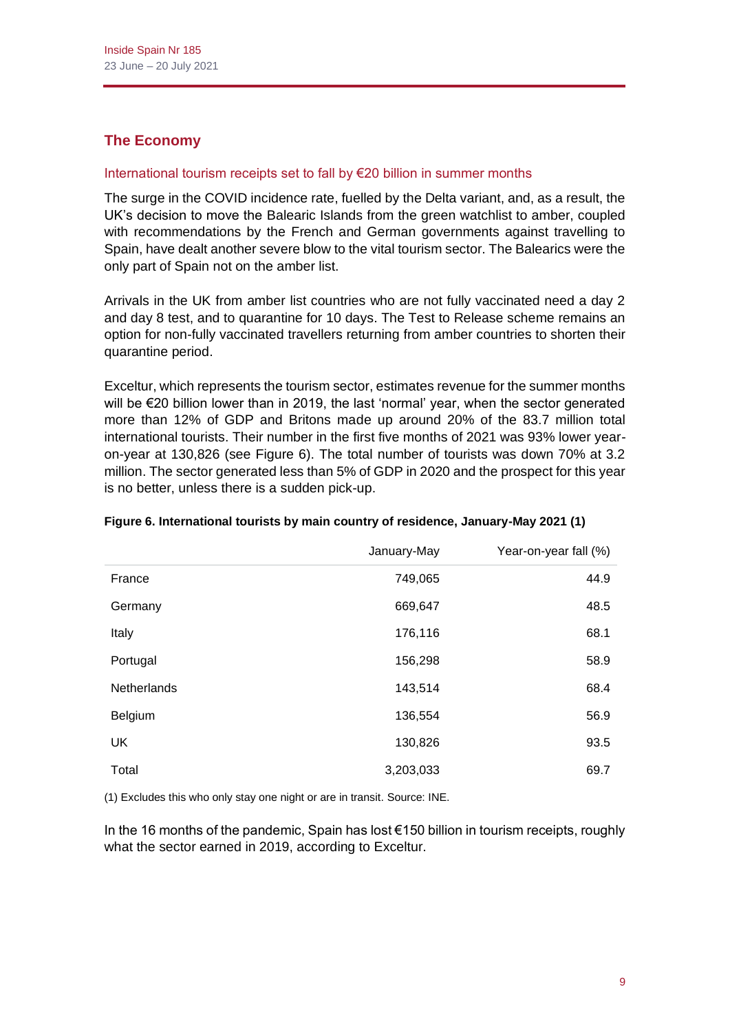## The Economy

### International tourism receipts set to fall by €20 billion in summer months

The surge in the COVID incidence rate, fuelled by the Delta variant, and, as a result, the UK's decision to move the Balearic Islands from the green watchlist to amber, coupled with recommendations by the French and German governments against travelling to Spain, have dealt another severe blow to the vital tourism sector. The Balearics were the only part of Spain not on the amber list.

Arrivals in the UK from amber list countries who are not fully vaccinated need a day 2 and day 8 test, and to quarantine for 10 days. The Test to Release scheme remains an option for non-fully vaccinated travellers returning from amber countries to shorten their quarantine period.

Exceltur, which represents the tourism sector, estimates revenue for the summer months will be €20 billion lower than in 2019, the last 'normal' year, when the sector generated more than 12% of GDP and Britons made up around 20% of the 83.7 million total international tourists. Their number in the first five months of 2021 was 93% lower year-on-year at 130,826 (see Figure 6). The total number of tourists was down 70% at 3.2 million. The sector generated less than 5% of GDP in 2020 and the prospect for this year is no better, unless there is a sudden pick-up.

**Figure 6. International tourists by main country of residence, January-May 2021 (1)**

| | January-May | Year-on-year fall (%) |
|---|---:|---:|
| France | 749,065 | 44.9 |
| Germany | 669,647 | 48.5 |
| Italy | 176,116 | 68.1 |
| Portugal | 156,298 | 58.9 |
| Netherlands | 143,514 | 68.4 |
| Belgium | 136,554 | 56.9 |
| UK | 130,826 | 93.5 |
| Total | 3,203,033 | 69.7 |

(1) Excludes this who only stay one night or are in transit. Source: INE.

In the 16 months of the pandemic, Spain has lost €150 billion in tourism receipts, roughly what the sector earned in 2019, according to Exceltur.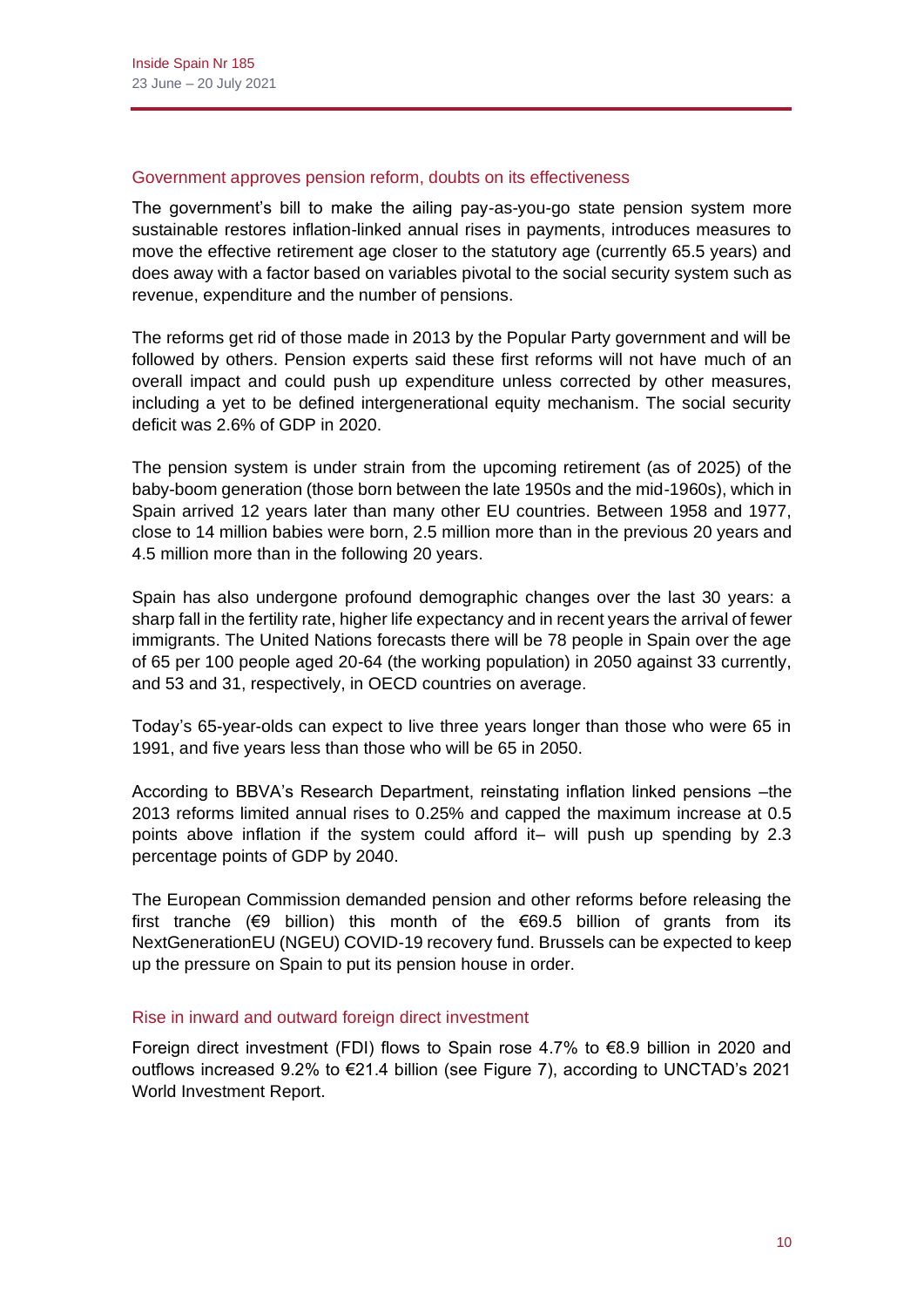## Government approves pension reform, doubts on its effectiveness

The government's bill to make the ailing pay-as-you-go state pension system more sustainable restores inflation-linked annual rises in payments, introduces measures to move the effective retirement age closer to the statutory age (currently 65.5 years) and does away with a factor based on variables pivotal to the social security system such as revenue, expenditure and the number of pensions.

The reforms get rid of those made in 2013 by the Popular Party government and will be followed by others. Pension experts said these first reforms will not have much of an overall impact and could push up expenditure unless corrected by other measures, including a yet to be defined intergenerational equity mechanism. The social security deficit was 2.6% of GDP in 2020.

The pension system is under strain from the upcoming retirement (as of 2025) of the baby-boom generation (those born between the late 1950s and the mid-1960s), which in Spain arrived 12 years later than many other EU countries. Between 1958 and 1977, close to 14 million babies were born, 2.5 million more than in the previous 20 years and 4.5 million more than in the following 20 years.

Spain has also undergone profound demographic changes over the last 30 years: a sharp fall in the fertility rate, higher life expectancy and in recent years the arrival of fewer immigrants. The United Nations forecasts there will be 78 people in Spain over the age of 65 per 100 people aged 20-64 (the working population) in 2050 against 33 currently, and 53 and 31, respectively, in OECD countries on average.

Today's 65-year-olds can expect to live three years longer than those who were 65 in 1991, and five years less than those who will be 65 in 2050.

According to BBVA's Research Department, reinstating inflation linked pensions –the 2013 reforms limited annual rises to 0.25% and capped the maximum increase at 0.5 points above inflation if the system could afford it– will push up spending by 2.3 percentage points of GDP by 2040.

The European Commission demanded pension and other reforms before releasing the first tranche (€9 billion) this month of the €69.5 billion of grants from its NextGenerationEU (NGEU) COVID-19 recovery fund. Brussels can be expected to keep up the pressure on Spain to put its pension house in order.

## Rise in inward and outward foreign direct investment

Foreign direct investment (FDI) flows to Spain rose 4.7% to €8.9 billion in 2020 and outflows increased 9.2% to €21.4 billion (see Figure 7), according to UNCTAD's 2021 World Investment Report.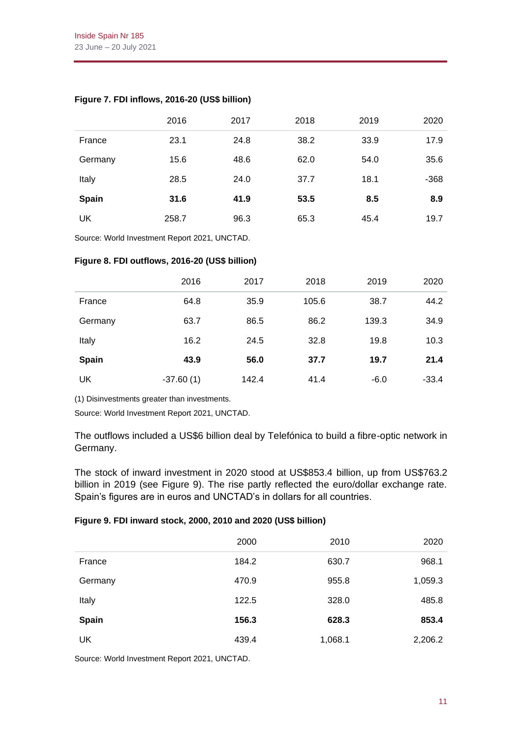**Figure 7. FDI inflows, 2016-20 (US$ billion)**

| | 2016 | 2017 | 2018 | 2019 | 2020 |
|---|---|---|---|---|---|
| France | 23.1 | 24.8 | 38.2 | 33.9 | 17.9 |
| Germany | 15.6 | 48.6 | 62.0 | 54.0 | 35.6 |
| Italy | 28.5 | 24.0 | 37.7 | 18.1 | -368 |
| **Spain** | **31.6** | **41.9** | **53.5** | **8.5** | **8.9** |
| UK | 258.7 | 96.3 | 65.3 | 45.4 | 19.7 |

Source: World Investment Report 2021, UNCTAD.

**Figure 8. FDI outflows, 2016-20 (US$ billion)**

| | 2016 | 2017 | 2018 | 2019 | 2020 |
|---|---|---|---|---|---|
| France | 64.8 | 35.9 | 105.6 | 38.7 | 44.2 |
| Germany | 63.7 | 86.5 | 86.2 | 139.3 | 34.9 |
| Italy | 16.2 | 24.5 | 32.8 | 19.8 | 10.3 |
| **Spain** | **43.9** | **56.0** | **37.7** | **19.7** | **21.4** |
| UK | -37.60 (1) | 142.4 | 41.4 | -6.0 | -33.4 |

(1) Disinvestments greater than investments.

Source: World Investment Report 2021, UNCTAD.

The outflows included a US$6 billion deal by Telefónica to build a fibre-optic network in Germany.

The stock of inward investment in 2020 stood at US$853.4 billion, up from US$763.2 billion in 2019 (see Figure 9). The rise partly reflected the euro/dollar exchange rate. Spain's figures are in euros and UNCTAD's in dollars for all countries.

**Figure 9. FDI inward stock, 2000, 2010 and 2020 (US$ billion)**

| | 2000 | 2010 | 2020 |
|---|---|---|---|
| France | 184.2 | 630.7 | 968.1 |
| Germany | 470.9 | 955.8 | 1,059.3 |
| Italy | 122.5 | 328.0 | 485.8 |
| **Spain** | **156.3** | **628.3** | **853.4** |
| UK | 439.4 | 1,068.1 | 2,206.2 |

Source: World Investment Report 2021, UNCTAD.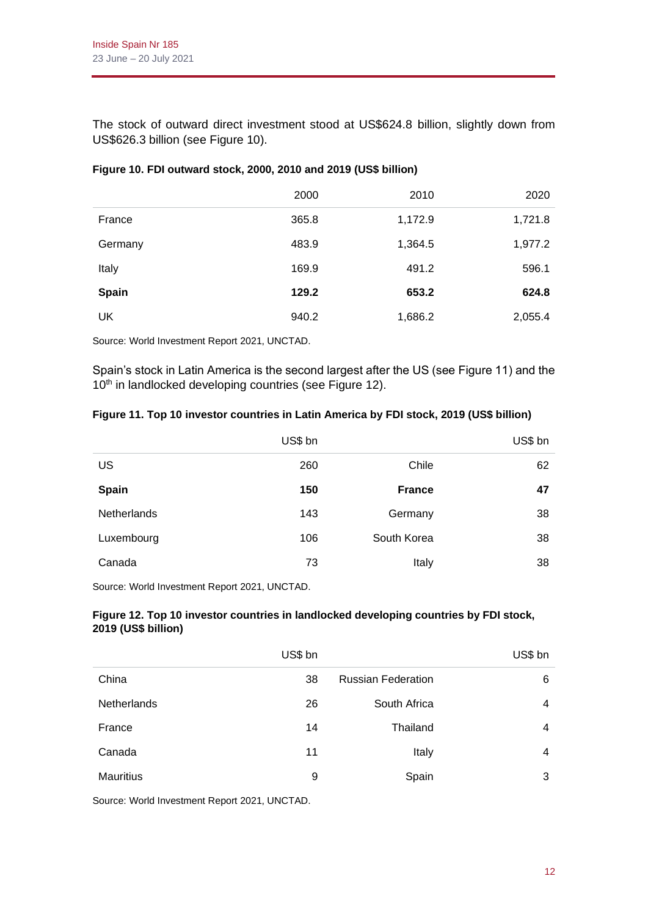The stock of outward direct investment stood at US$624.8 billion, slightly down from US$626.3 billion (see Figure 10).

**Figure 10. FDI outward stock, 2000, 2010 and 2019 (US$ billion)**

| | 2000 | 2010 | 2020 |
|---|---|---|---|
| France | 365.8 | 1,172.9 | 1,721.8 |
| Germany | 483.9 | 1,364.5 | 1,977.2 |
| Italy | 169.9 | 491.2 | 596.1 |
| **Spain** | **129.2** | **653.2** | **624.8** |
| UK | 940.2 | 1,686.2 | 2,055.4 |

Source: World Investment Report 2021, UNCTAD.

Spain's stock in Latin America is the second largest after the US (see Figure 11) and the 10th in landlocked developing countries (see Figure 12).

**Figure 11. Top 10 investor countries in Latin America by FDI stock, 2019 (US$ billion)**

| | US$ bn | | US$ bn |
|---|---|---|---|
| US | 260 | Chile | 62 |
| **Spain** | **150** | **France** | **47** |
| Netherlands | 143 | Germany | 38 |
| Luxembourg | 106 | South Korea | 38 |
| Canada | 73 | Italy | 38 |

Source: World Investment Report 2021, UNCTAD.

**Figure 12. Top 10 investor countries in landlocked developing countries by FDI stock, 2019 (US$ billion)**

| | US$ bn | | US$ bn |
|---|---|---|---|
| China | 38 | Russian Federation | 6 |
| Netherlands | 26 | South Africa | 4 |
| France | 14 | Thailand | 4 |
| Canada | 11 | Italy | 4 |
| Mauritius | 9 | Spain | 3 |

Source: World Investment Report 2021, UNCTAD.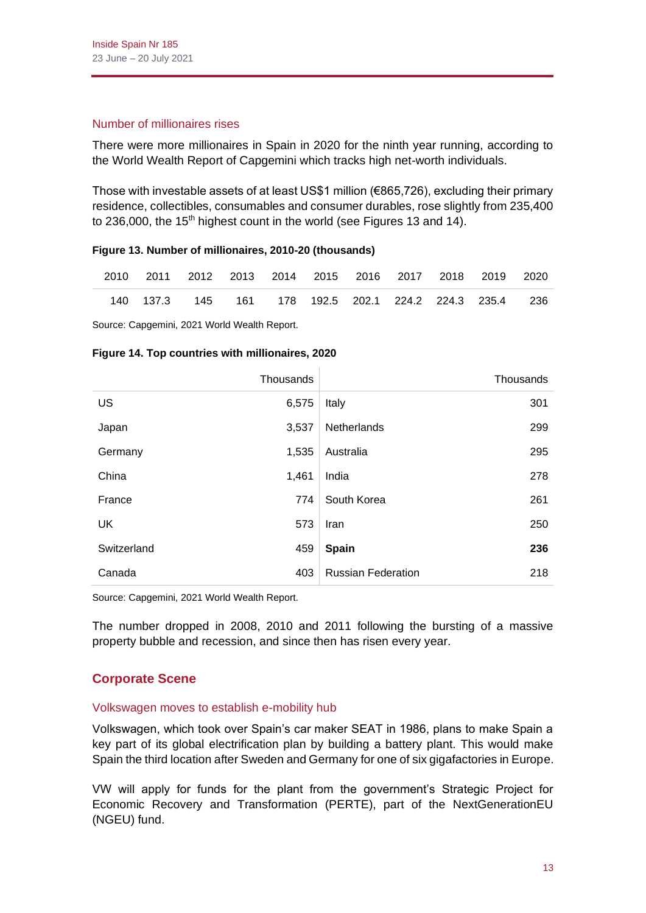### Number of millionaires rises

There were more millionaires in Spain in 2020 for the ninth year running, according to the World Wealth Report of Capgemini which tracks high net-worth individuals.

Those with investable assets of at least US$1 million (€865,726), excluding their primary residence, collectibles, consumables and consumer durables, rose slightly from 235,400 to 236,000, the 15th highest count in the world (see Figures 13 and 14).

**Figure 13. Number of millionaires, 2010-20 (thousands)**

| 2010 | 2011 | 2012 | 2013 | 2014 | 2015 | 2016 | 2017 | 2018 | 2019 | 2020 |
|---|---|---|---|---|---|---|---|---|---|---|
| 140 | 137.3 | 145 | 161 | 178 | 192.5 | 202.1 | 224.2 | 224.3 | 235.4 | 236 |

Source: Capgemini, 2021 World Wealth Report.

**Figure 14. Top countries with millionaires, 2020**

| | Thousands | | Thousands |
|---|---|---|---|
| US | 6,575 | Italy | 301 |
| Japan | 3,537 | Netherlands | 299 |
| Germany | 1,535 | Australia | 295 |
| China | 1,461 | India | 278 |
| France | 774 | South Korea | 261 |
| UK | 573 | Iran | 250 |
| Switzerland | 459 | **Spain** | **236** |
| Canada | 403 | Russian Federation | 218 |

Source: Capgemini, 2021 World Wealth Report.

The number dropped in 2008, 2010 and 2011 following the bursting of a massive property bubble and recession, and since then has risen every year.

## Corporate Scene

### Volkswagen moves to establish e-mobility hub

Volkswagen, which took over Spain's car maker SEAT in 1986, plans to make Spain a key part of its global electrification plan by building a battery plant. This would make Spain the third location after Sweden and Germany for one of six gigafactories in Europe.

VW will apply for funds for the plant from the government's Strategic Project for Economic Recovery and Transformation (PERTE), part of the NextGenerationEU (NGEU) fund.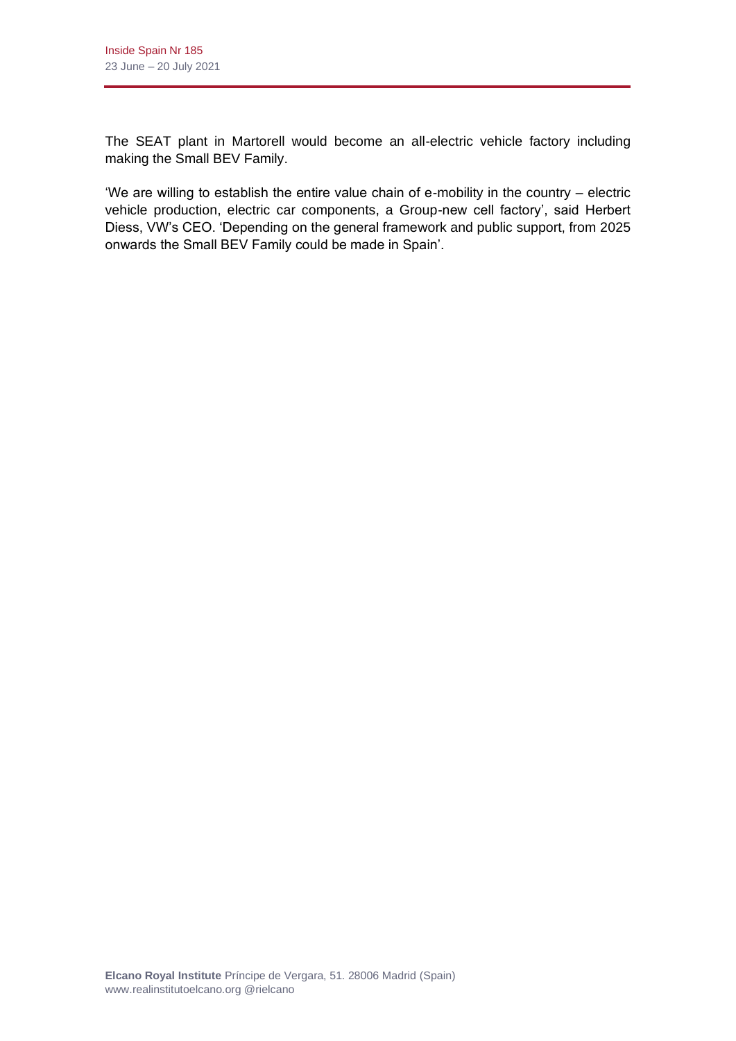The SEAT plant in Martorell would become an all-electric vehicle factory including making the Small BEV Family.

'We are willing to establish the entire value chain of e-mobility in the country – electric vehicle production, electric car components, a Group-new cell factory', said Herbert Diess, VW's CEO. 'Depending on the general framework and public support, from 2025 onwards the Small BEV Family could be made in Spain'.